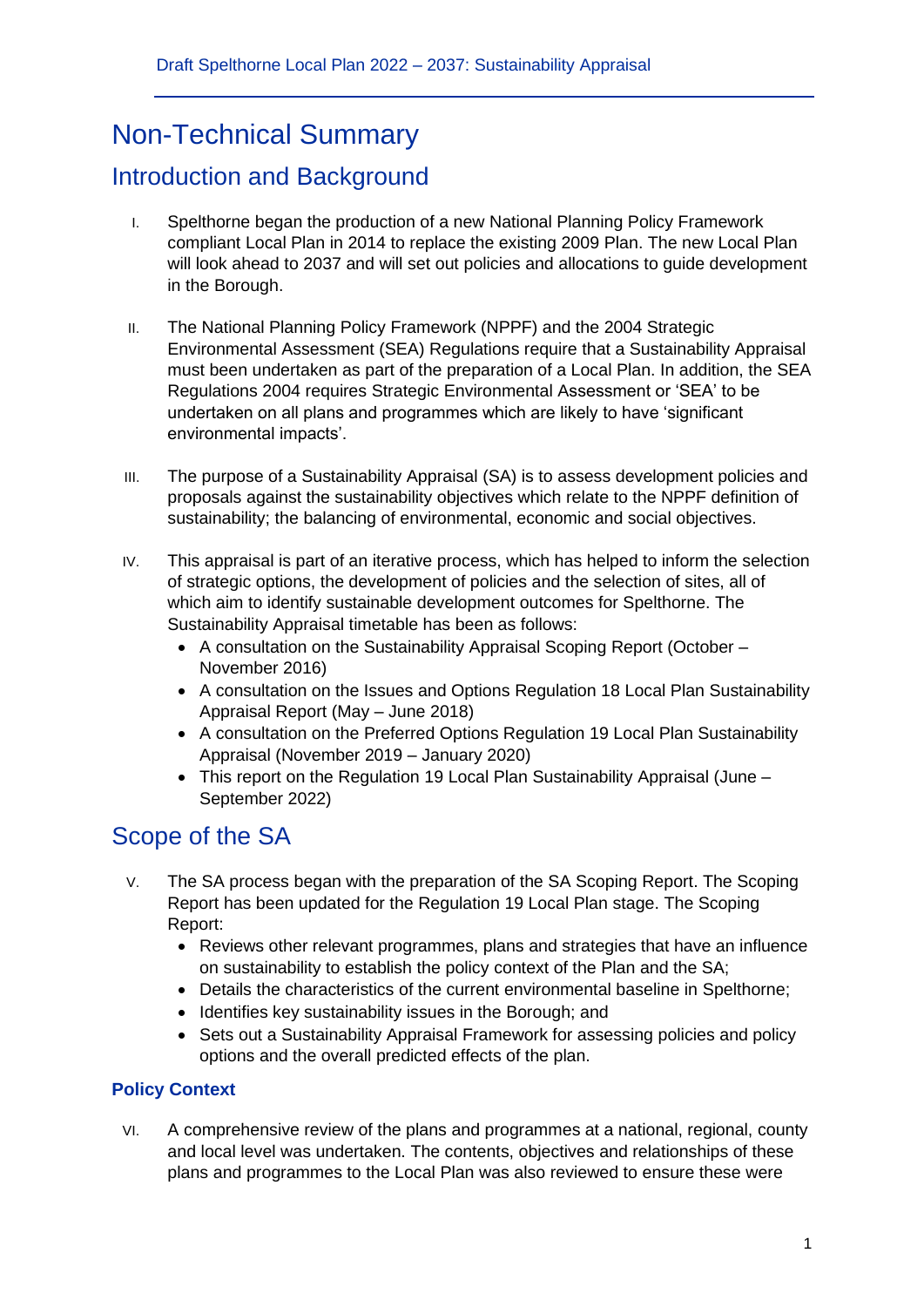# Non-Technical Summary

## Introduction and Background

I. Spelthorne began the production of a new National Planning Policy Framework compliant Local Plan in 2014 to replace the existing 2009 Plan. The new Local Plan will look ahead to 2037 and will set out policies and allocations to guide development in the Borough.

II. The National Planning Policy Framework (NPPF) and the 2004 Strategic Environmental Assessment (SEA) Regulations require that a Sustainability Appraisal must been undertaken as part of the preparation of a Local Plan. In addition, the SEA Regulations 2004 requires Strategic Environmental Assessment or 'SEA' to be undertaken on all plans and programmes which are likely to have 'significant environmental impacts'.

III. The purpose of a Sustainability Appraisal (SA) is to assess development policies and proposals against the sustainability objectives which relate to the NPPF definition of sustainability; the balancing of environmental, economic and social objectives.

IV. This appraisal is part of an iterative process, which has helped to inform the selection of strategic options, the development of policies and the selection of sites, all of which aim to identify sustainable development outcomes for Spelthorne. The Sustainability Appraisal timetable has been as follows:
   - A consultation on the Sustainability Appraisal Scoping Report (October – November 2016)
   - A consultation on the Issues and Options Regulation 18 Local Plan Sustainability Appraisal Report (May – June 2018)
   - A consultation on the Preferred Options Regulation 19 Local Plan Sustainability Appraisal (November 2019 – January 2020)
   - This report on the Regulation 19 Local Plan Sustainability Appraisal (June – September 2022)

## Scope of the SA

V. The SA process began with the preparation of the SA Scoping Report. The Scoping Report has been updated for the Regulation 19 Local Plan stage. The Scoping Report:
   - Reviews other relevant programmes, plans and strategies that have an influence on sustainability to establish the policy context of the Plan and the SA;
   - Details the characteristics of the current environmental baseline in Spelthorne;
   - Identifies key sustainability issues in the Borough; and
   - Sets out a Sustainability Appraisal Framework for assessing policies and policy options and the overall predicted effects of the plan.

### Policy Context

VI. A comprehensive review of the plans and programmes at a national, regional, county and local level was undertaken. The contents, objectives and relationships of these plans and programmes to the Local Plan was also reviewed to ensure these were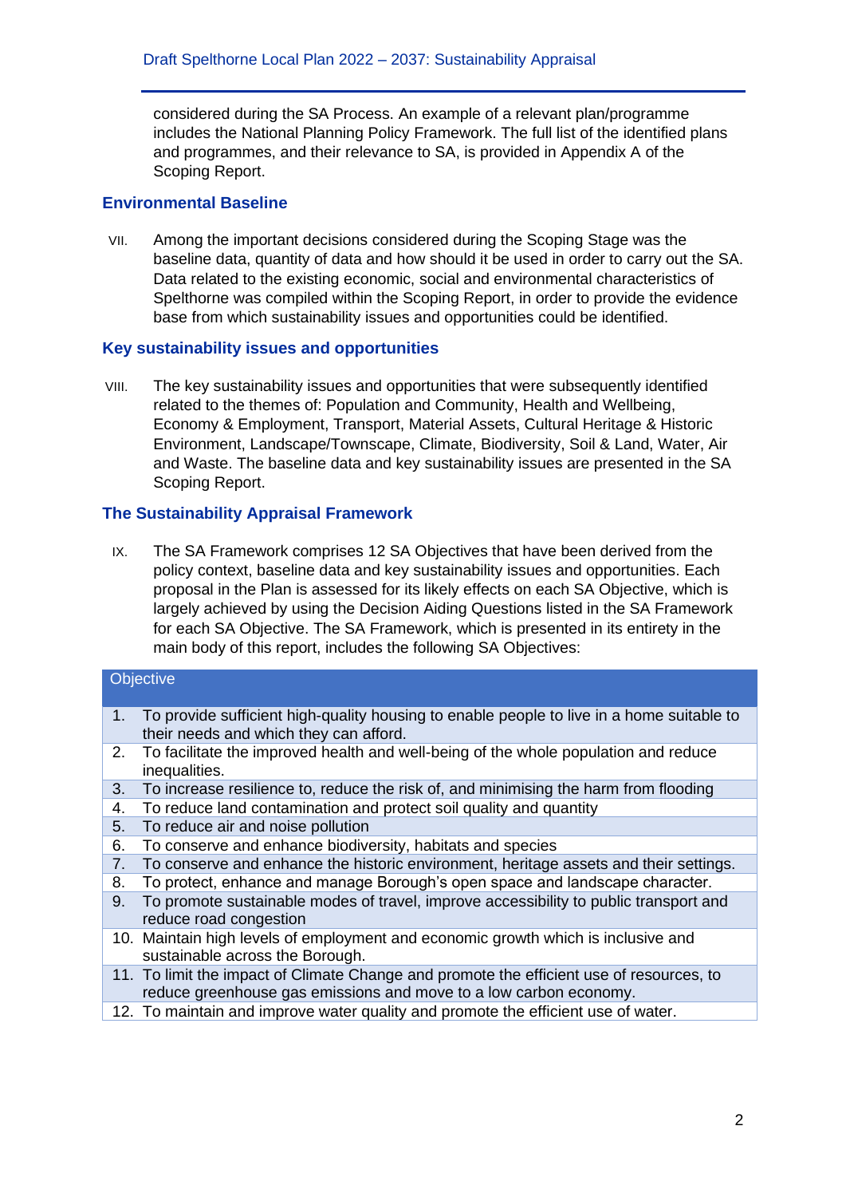considered during the SA Process. An example of a relevant plan/programme includes the National Planning Policy Framework. The full list of the identified plans and programmes, and their relevance to SA, is provided in Appendix A of the Scoping Report.

## Environmental Baseline

VII. Among the important decisions considered during the Scoping Stage was the baseline data, quantity of data and how should it be used in order to carry out the SA. Data related to the existing economic, social and environmental characteristics of Spelthorne was compiled within the Scoping Report, in order to provide the evidence base from which sustainability issues and opportunities could be identified.

## Key sustainability issues and opportunities

VIII. The key sustainability issues and opportunities that were subsequently identified related to the themes of: Population and Community, Health and Wellbeing, Economy & Employment, Transport, Material Assets, Cultural Heritage & Historic Environment, Landscape/Townscape, Climate, Biodiversity, Soil & Land, Water, Air and Waste. The baseline data and key sustainability issues are presented in the SA Scoping Report.

## The Sustainability Appraisal Framework

IX. The SA Framework comprises 12 SA Objectives that have been derived from the policy context, baseline data and key sustainability issues and opportunities. Each proposal in the Plan is assessed for its likely effects on each SA Objective, which is largely achieved by using the Decision Aiding Questions listed in the SA Framework for each SA Objective. The SA Framework, which is presented in its entirety in the main body of this report, includes the following SA Objectives:

| Objective |
|---|
| 1. To provide sufficient high-quality housing to enable people to live in a home suitable to their needs and which they can afford. |
| 2. To facilitate the improved health and well-being of the whole population and reduce inequalities. |
| 3. To increase resilience to, reduce the risk of, and minimising the harm from flooding |
| 4. To reduce land contamination and protect soil quality and quantity |
| 5. To reduce air and noise pollution |
| 6. To conserve and enhance biodiversity, habitats and species |
| 7. To conserve and enhance the historic environment, heritage assets and their settings. |
| 8. To protect, enhance and manage Borough's open space and landscape character. |
| 9. To promote sustainable modes of travel, improve accessibility to public transport and reduce road congestion |
| 10. Maintain high levels of employment and economic growth which is inclusive and sustainable across the Borough. |
| 11. To limit the impact of Climate Change and promote the efficient use of resources, to reduce greenhouse gas emissions and move to a low carbon economy. |
| 12. To maintain and improve water quality and promote the efficient use of water. |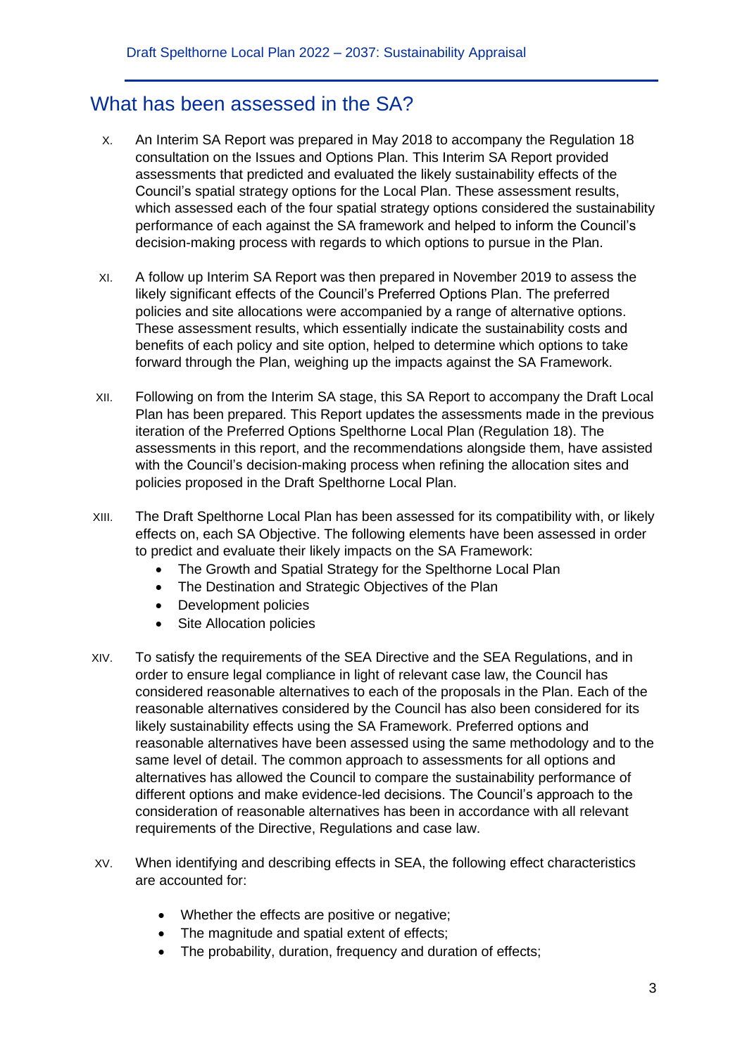## What has been assessed in the SA?

X. An Interim SA Report was prepared in May 2018 to accompany the Regulation 18 consultation on the Issues and Options Plan. This Interim SA Report provided assessments that predicted and evaluated the likely sustainability effects of the Council's spatial strategy options for the Local Plan. These assessment results, which assessed each of the four spatial strategy options considered the sustainability performance of each against the SA framework and helped to inform the Council's decision-making process with regards to which options to pursue in the Plan.

XI. A follow up Interim SA Report was then prepared in November 2019 to assess the likely significant effects of the Council's Preferred Options Plan. The preferred policies and site allocations were accompanied by a range of alternative options. These assessment results, which essentially indicate the sustainability costs and benefits of each policy and site option, helped to determine which options to take forward through the Plan, weighing up the impacts against the SA Framework.

XII. Following on from the Interim SA stage, this SA Report to accompany the Draft Local Plan has been prepared. This Report updates the assessments made in the previous iteration of the Preferred Options Spelthorne Local Plan (Regulation 18). The assessments in this report, and the recommendations alongside them, have assisted with the Council's decision-making process when refining the allocation sites and policies proposed in the Draft Spelthorne Local Plan.

XIII. The Draft Spelthorne Local Plan has been assessed for its compatibility with, or likely effects on, each SA Objective. The following elements have been assessed in order to predict and evaluate their likely impacts on the SA Framework:
- The Growth and Spatial Strategy for the Spelthorne Local Plan
- The Destination and Strategic Objectives of the Plan
- Development policies
- Site Allocation policies

XIV. To satisfy the requirements of the SEA Directive and the SEA Regulations, and in order to ensure legal compliance in light of relevant case law, the Council has considered reasonable alternatives to each of the proposals in the Plan. Each of the reasonable alternatives considered by the Council has also been considered for its likely sustainability effects using the SA Framework. Preferred options and reasonable alternatives have been assessed using the same methodology and to the same level of detail. The common approach to assessments for all options and alternatives has allowed the Council to compare the sustainability performance of different options and make evidence-led decisions. The Council's approach to the consideration of reasonable alternatives has been in accordance with all relevant requirements of the Directive, Regulations and case law.

XV. When identifying and describing effects in SEA, the following effect characteristics are accounted for:

- Whether the effects are positive or negative;
- The magnitude and spatial extent of effects;
- The probability, duration, frequency and duration of effects;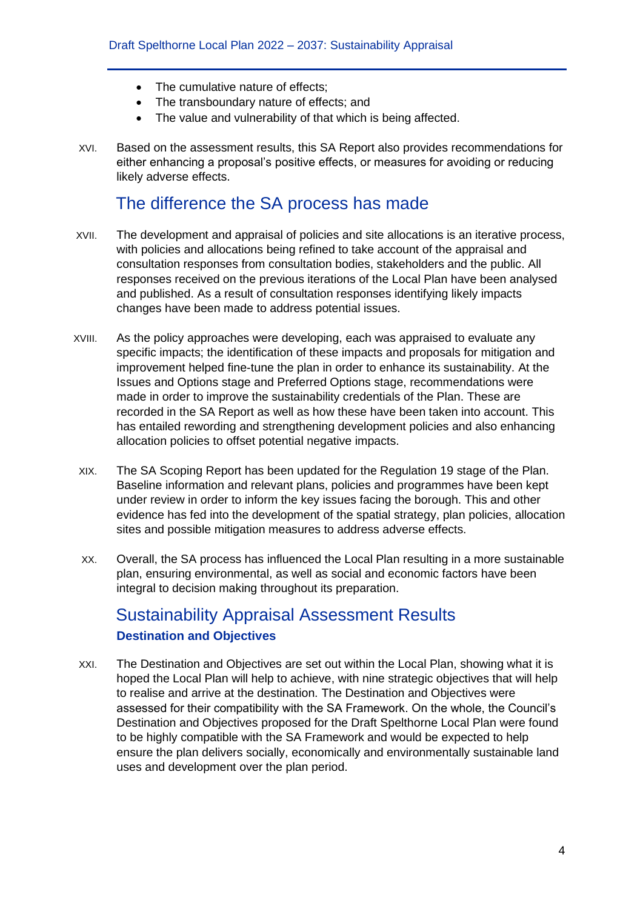- The cumulative nature of effects;
- The transboundary nature of effects; and
- The value and vulnerability of that which is being affected.

XVI. Based on the assessment results, this SA Report also provides recommendations for either enhancing a proposal's positive effects, or measures for avoiding or reducing likely adverse effects.

## The difference the SA process has made

XVII. The development and appraisal of policies and site allocations is an iterative process, with policies and allocations being refined to take account of the appraisal and consultation responses from consultation bodies, stakeholders and the public. All responses received on the previous iterations of the Local Plan have been analysed and published. As a result of consultation responses identifying likely impacts changes have been made to address potential issues.

XVIII. As the policy approaches were developing, each was appraised to evaluate any specific impacts; the identification of these impacts and proposals for mitigation and improvement helped fine-tune the plan in order to enhance its sustainability. At the Issues and Options stage and Preferred Options stage, recommendations were made in order to improve the sustainability credentials of the Plan. These are recorded in the SA Report as well as how these have been taken into account. This has entailed rewording and strengthening development policies and also enhancing allocation policies to offset potential negative impacts.

XIX. The SA Scoping Report has been updated for the Regulation 19 stage of the Plan. Baseline information and relevant plans, policies and programmes have been kept under review in order to inform the key issues facing the borough. This and other evidence has fed into the development of the spatial strategy, plan policies, allocation sites and possible mitigation measures to address adverse effects.

XX. Overall, the SA process has influenced the Local Plan resulting in a more sustainable plan, ensuring environmental, as well as social and economic factors have been integral to decision making throughout its preparation.

## Sustainability Appraisal Assessment Results

### Destination and Objectives

XXI. The Destination and Objectives are set out within the Local Plan, showing what it is hoped the Local Plan will help to achieve, with nine strategic objectives that will help to realise and arrive at the destination. The Destination and Objectives were assessed for their compatibility with the SA Framework. On the whole, the Council's Destination and Objectives proposed for the Draft Spelthorne Local Plan were found to be highly compatible with the SA Framework and would be expected to help ensure the plan delivers socially, economically and environmentally sustainable land uses and development over the plan period.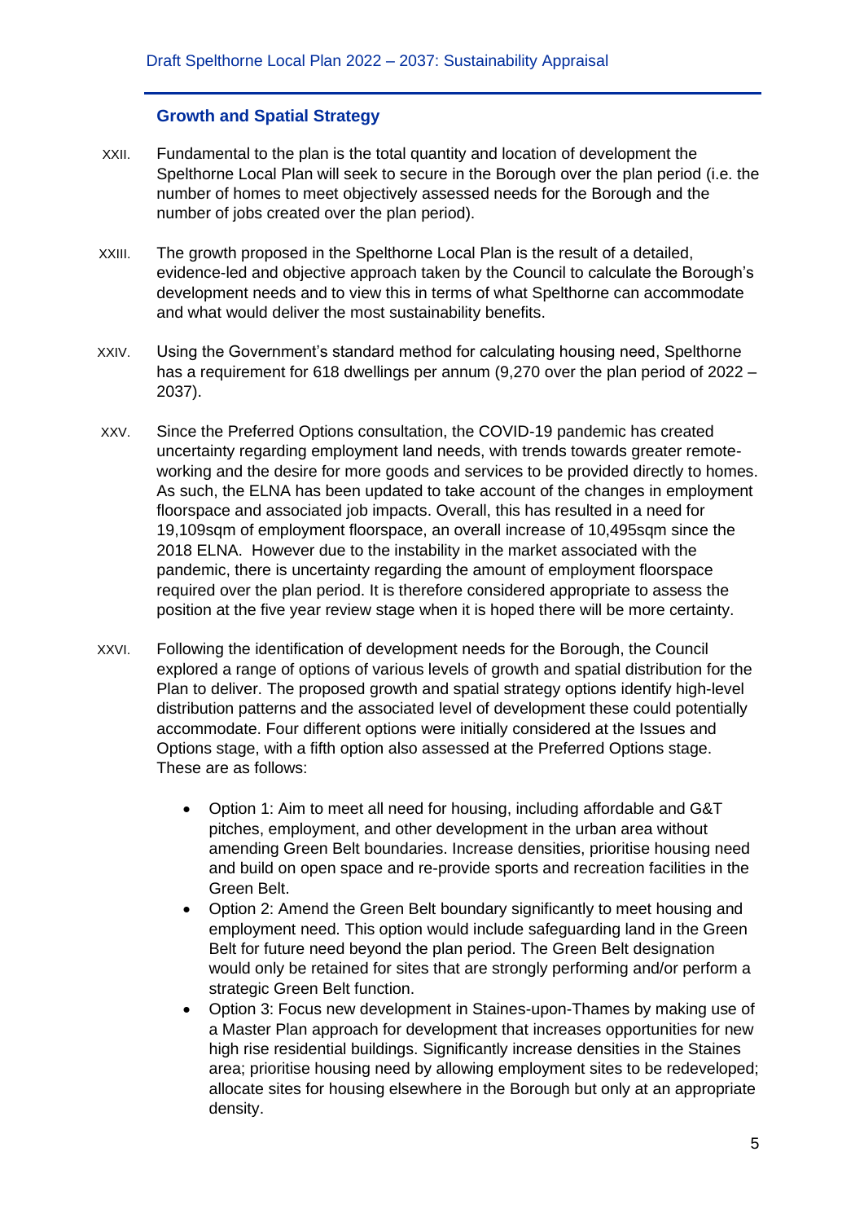## Growth and Spatial Strategy

XXII. Fundamental to the plan is the total quantity and location of development the Spelthorne Local Plan will seek to secure in the Borough over the plan period (i.e. the number of homes to meet objectively assessed needs for the Borough and the number of jobs created over the plan period).

XXIII. The growth proposed in the Spelthorne Local Plan is the result of a detailed, evidence-led and objective approach taken by the Council to calculate the Borough's development needs and to view this in terms of what Spelthorne can accommodate and what would deliver the most sustainability benefits.

XXIV. Using the Government's standard method for calculating housing need, Spelthorne has a requirement for 618 dwellings per annum (9,270 over the plan period of 2022 – 2037).

XXV. Since the Preferred Options consultation, the COVID-19 pandemic has created uncertainty regarding employment land needs, with trends towards greater remote-working and the desire for more goods and services to be provided directly to homes. As such, the ELNA has been updated to take account of the changes in employment floorspace and associated job impacts. Overall, this has resulted in a need for 19,109sqm of employment floorspace, an overall increase of 10,495sqm since the 2018 ELNA. However due to the instability in the market associated with the pandemic, there is uncertainty regarding the amount of employment floorspace required over the plan period. It is therefore considered appropriate to assess the position at the five year review stage when it is hoped there will be more certainty.

XXVI. Following the identification of development needs for the Borough, the Council explored a range of options of various levels of growth and spatial distribution for the Plan to deliver. The proposed growth and spatial strategy options identify high-level distribution patterns and the associated level of development these could potentially accommodate. Four different options were initially considered at the Issues and Options stage, with a fifth option also assessed at the Preferred Options stage. These are as follows:

- Option 1: Aim to meet all need for housing, including affordable and G&T pitches, employment, and other development in the urban area without amending Green Belt boundaries. Increase densities, prioritise housing need and build on open space and re-provide sports and recreation facilities in the Green Belt.
- Option 2: Amend the Green Belt boundary significantly to meet housing and employment need. This option would include safeguarding land in the Green Belt for future need beyond the plan period. The Green Belt designation would only be retained for sites that are strongly performing and/or perform a strategic Green Belt function.
- Option 3: Focus new development in Staines-upon-Thames by making use of a Master Plan approach for development that increases opportunities for new high rise residential buildings. Significantly increase densities in the Staines area; prioritise housing need by allowing employment sites to be redeveloped; allocate sites for housing elsewhere in the Borough but only at an appropriate density.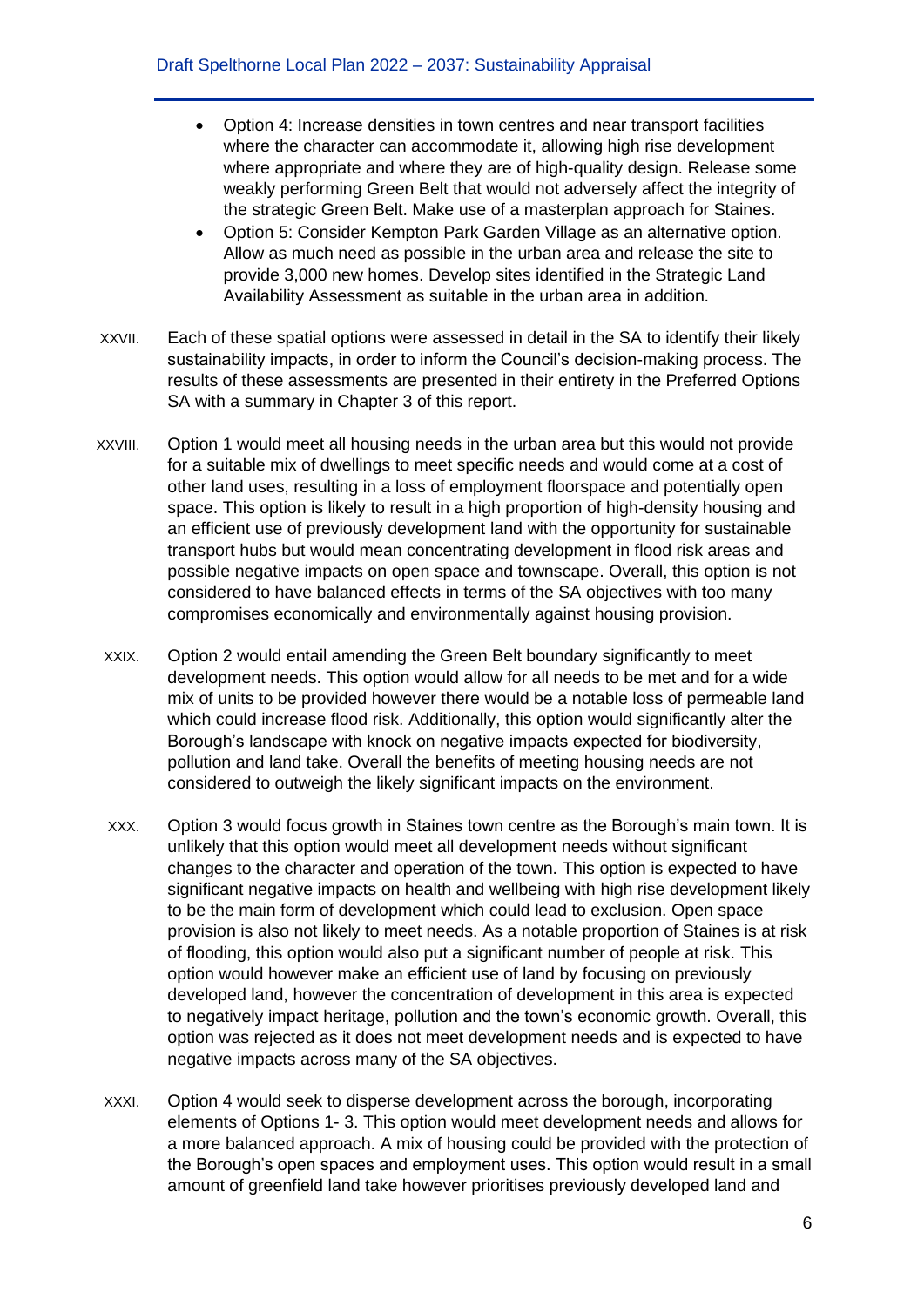- Option 4: Increase densities in town centres and near transport facilities where the character can accommodate it, allowing high rise development where appropriate and where they are of high-quality design. Release some weakly performing Green Belt that would not adversely affect the integrity of the strategic Green Belt. Make use of a masterplan approach for Staines.
- Option 5: Consider Kempton Park Garden Village as an alternative option. Allow as much need as possible in the urban area and release the site to provide 3,000 new homes. Develop sites identified in the Strategic Land Availability Assessment as suitable in the urban area in addition.

XXVII. Each of these spatial options were assessed in detail in the SA to identify their likely sustainability impacts, in order to inform the Council's decision-making process. The results of these assessments are presented in their entirety in the Preferred Options SA with a summary in Chapter 3 of this report.

XXVIII. Option 1 would meet all housing needs in the urban area but this would not provide for a suitable mix of dwellings to meet specific needs and would come at a cost of other land uses, resulting in a loss of employment floorspace and potentially open space. This option is likely to result in a high proportion of high-density housing and an efficient use of previously development land with the opportunity for sustainable transport hubs but would mean concentrating development in flood risk areas and possible negative impacts on open space and townscape. Overall, this option is not considered to have balanced effects in terms of the SA objectives with too many compromises economically and environmentally against housing provision.

XXIX. Option 2 would entail amending the Green Belt boundary significantly to meet development needs. This option would allow for all needs to be met and for a wide mix of units to be provided however there would be a notable loss of permeable land which could increase flood risk. Additionally, this option would significantly alter the Borough's landscape with knock on negative impacts expected for biodiversity, pollution and land take. Overall the benefits of meeting housing needs are not considered to outweigh the likely significant impacts on the environment.

XXX. Option 3 would focus growth in Staines town centre as the Borough's main town. It is unlikely that this option would meet all development needs without significant changes to the character and operation of the town. This option is expected to have significant negative impacts on health and wellbeing with high rise development likely to be the main form of development which could lead to exclusion. Open space provision is also not likely to meet needs. As a notable proportion of Staines is at risk of flooding, this option would also put a significant number of people at risk. This option would however make an efficient use of land by focusing on previously developed land, however the concentration of development in this area is expected to negatively impact heritage, pollution and the town's economic growth. Overall, this option was rejected as it does not meet development needs and is expected to have negative impacts across many of the SA objectives.

XXXI. Option 4 would seek to disperse development across the borough, incorporating elements of Options 1- 3. This option would meet development needs and allows for a more balanced approach. A mix of housing could be provided with the protection of the Borough's open spaces and employment uses. This option would result in a small amount of greenfield land take however prioritises previously developed land and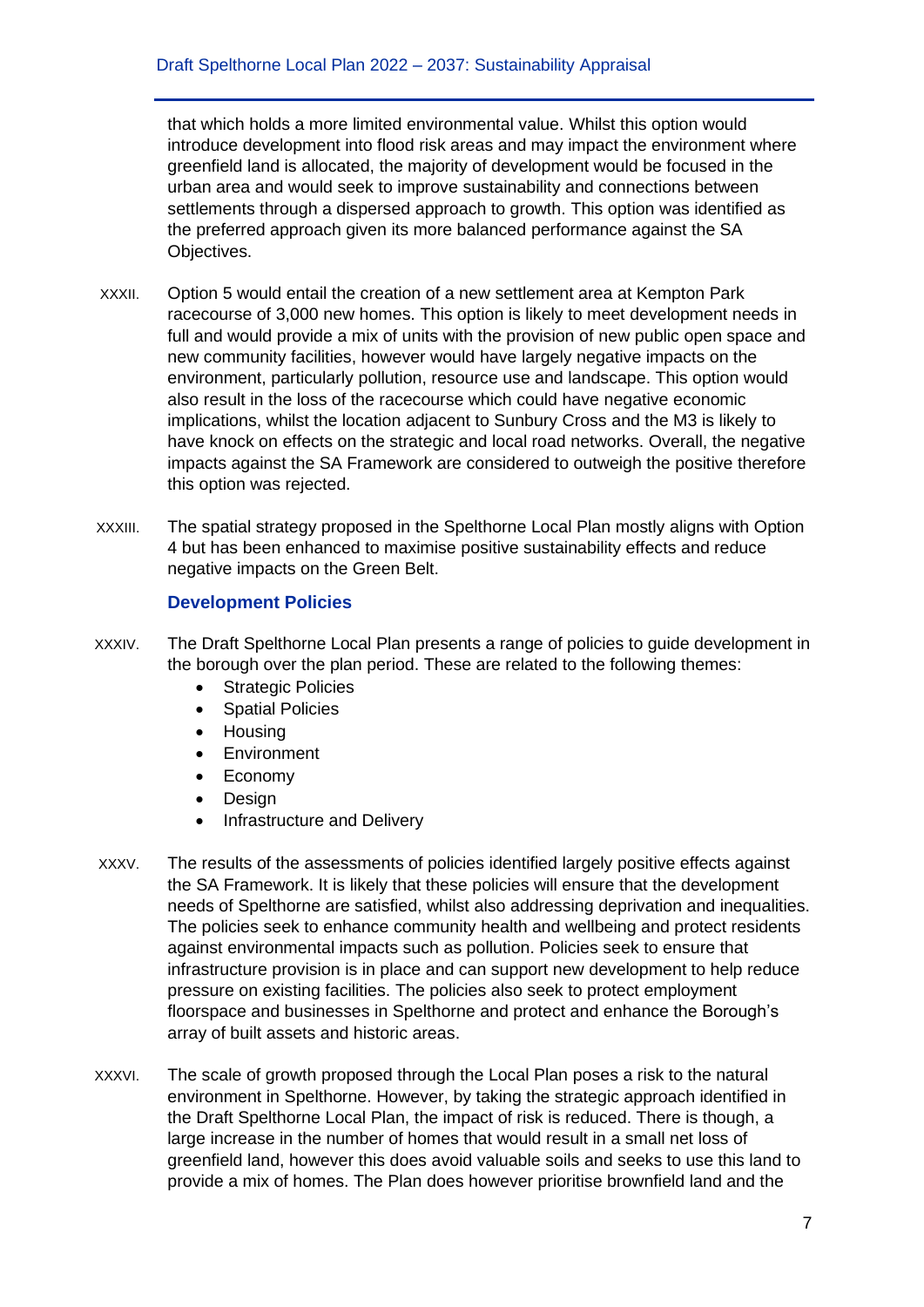that which holds a more limited environmental value. Whilst this option would introduce development into flood risk areas and may impact the environment where greenfield land is allocated, the majority of development would be focused in the urban area and would seek to improve sustainability and connections between settlements through a dispersed approach to growth. This option was identified as the preferred approach given its more balanced performance against the SA Objectives.

XXXII. Option 5 would entail the creation of a new settlement area at Kempton Park racecourse of 3,000 new homes. This option is likely to meet development needs in full and would provide a mix of units with the provision of new public open space and new community facilities, however would have largely negative impacts on the environment, particularly pollution, resource use and landscape. This option would also result in the loss of the racecourse which could have negative economic implications, whilst the location adjacent to Sunbury Cross and the M3 is likely to have knock on effects on the strategic and local road networks. Overall, the negative impacts against the SA Framework are considered to outweigh the positive therefore this option was rejected.

XXXIII. The spatial strategy proposed in the Spelthorne Local Plan mostly aligns with Option 4 but has been enhanced to maximise positive sustainability effects and reduce negative impacts on the Green Belt.

### Development Policies

XXXIV. The Draft Spelthorne Local Plan presents a range of policies to guide development in the borough over the plan period. These are related to the following themes:

- Strategic Policies
- Spatial Policies
- Housing
- Environment
- Economy
- Design
- Infrastructure and Delivery

XXXV. The results of the assessments of policies identified largely positive effects against the SA Framework. It is likely that these policies will ensure that the development needs of Spelthorne are satisfied, whilst also addressing deprivation and inequalities. The policies seek to enhance community health and wellbeing and protect residents against environmental impacts such as pollution. Policies seek to ensure that infrastructure provision is in place and can support new development to help reduce pressure on existing facilities. The policies also seek to protect employment floorspace and businesses in Spelthorne and protect and enhance the Borough's array of built assets and historic areas.

XXXVI. The scale of growth proposed through the Local Plan poses a risk to the natural environment in Spelthorne. However, by taking the strategic approach identified in the Draft Spelthorne Local Plan, the impact of risk is reduced. There is though, a large increase in the number of homes that would result in a small net loss of greenfield land, however this does avoid valuable soils and seeks to use this land to provide a mix of homes. The Plan does however prioritise brownfield land and the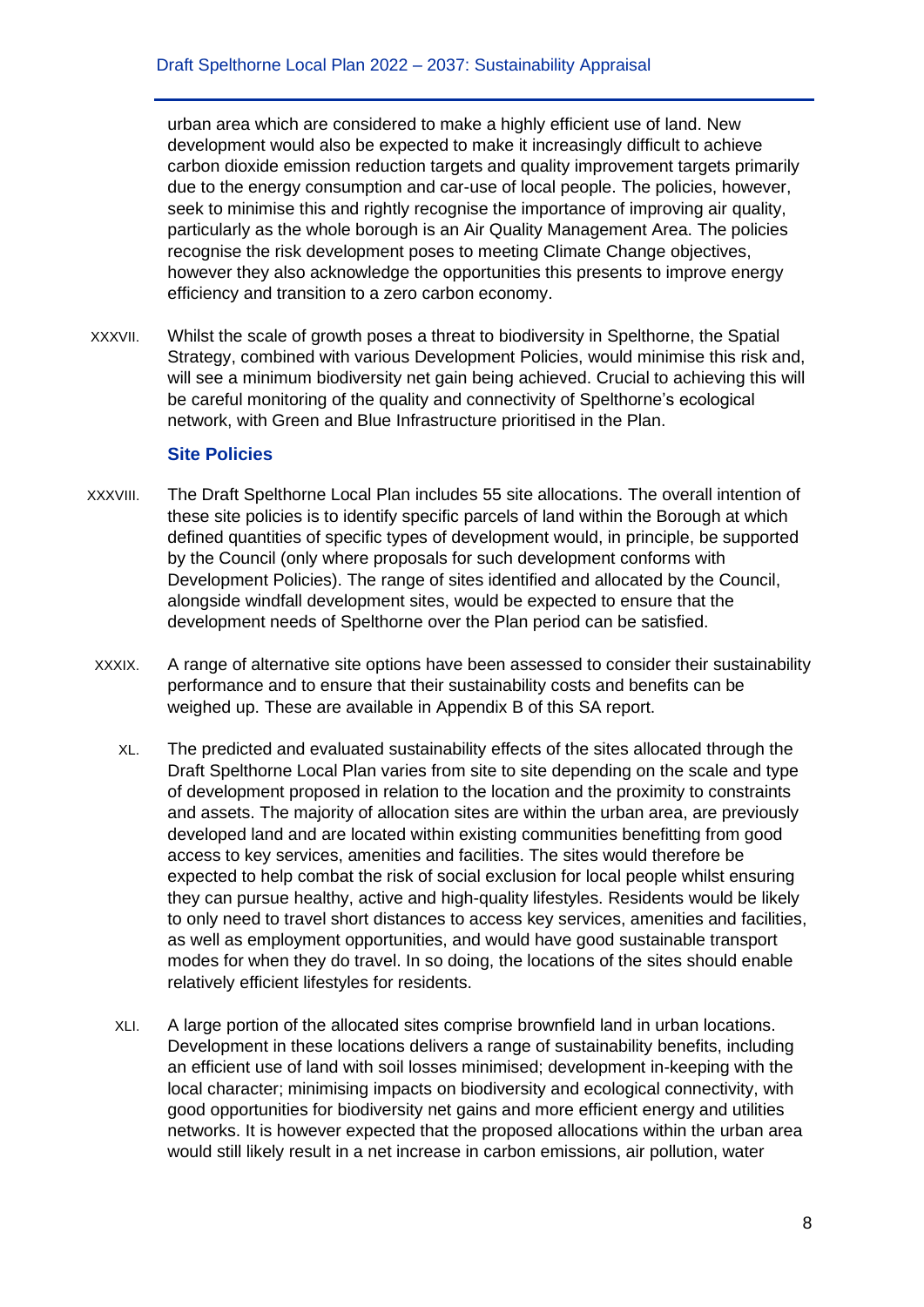urban area which are considered to make a highly efficient use of land. New development would also be expected to make it increasingly difficult to achieve carbon dioxide emission reduction targets and quality improvement targets primarily due to the energy consumption and car-use of local people. The policies, however, seek to minimise this and rightly recognise the importance of improving air quality, particularly as the whole borough is an Air Quality Management Area. The policies recognise the risk development poses to meeting Climate Change objectives, however they also acknowledge the opportunities this presents to improve energy efficiency and transition to a zero carbon economy.

XXXVII. Whilst the scale of growth poses a threat to biodiversity in Spelthorne, the Spatial Strategy, combined with various Development Policies, would minimise this risk and, will see a minimum biodiversity net gain being achieved. Crucial to achieving this will be careful monitoring of the quality and connectivity of Spelthorne's ecological network, with Green and Blue Infrastructure prioritised in the Plan.

### Site Policies

XXXVIII. The Draft Spelthorne Local Plan includes 55 site allocations. The overall intention of these site policies is to identify specific parcels of land within the Borough at which defined quantities of specific types of development would, in principle, be supported by the Council (only where proposals for such development conforms with Development Policies). The range of sites identified and allocated by the Council, alongside windfall development sites, would be expected to ensure that the development needs of Spelthorne over the Plan period can be satisfied.

XXXIX. A range of alternative site options have been assessed to consider their sustainability performance and to ensure that their sustainability costs and benefits can be weighed up. These are available in Appendix B of this SA report.

XL. The predicted and evaluated sustainability effects of the sites allocated through the Draft Spelthorne Local Plan varies from site to site depending on the scale and type of development proposed in relation to the location and the proximity to constraints and assets. The majority of allocation sites are within the urban area, are previously developed land and are located within existing communities benefitting from good access to key services, amenities and facilities. The sites would therefore be expected to help combat the risk of social exclusion for local people whilst ensuring they can pursue healthy, active and high-quality lifestyles. Residents would be likely to only need to travel short distances to access key services, amenities and facilities, as well as employment opportunities, and would have good sustainable transport modes for when they do travel. In so doing, the locations of the sites should enable relatively efficient lifestyles for residents.

XLI. A large portion of the allocated sites comprise brownfield land in urban locations. Development in these locations delivers a range of sustainability benefits, including an efficient use of land with soil losses minimised; development in-keeping with the local character; minimising impacts on biodiversity and ecological connectivity, with good opportunities for biodiversity net gains and more efficient energy and utilities networks. It is however expected that the proposed allocations within the urban area would still likely result in a net increase in carbon emissions, air pollution, water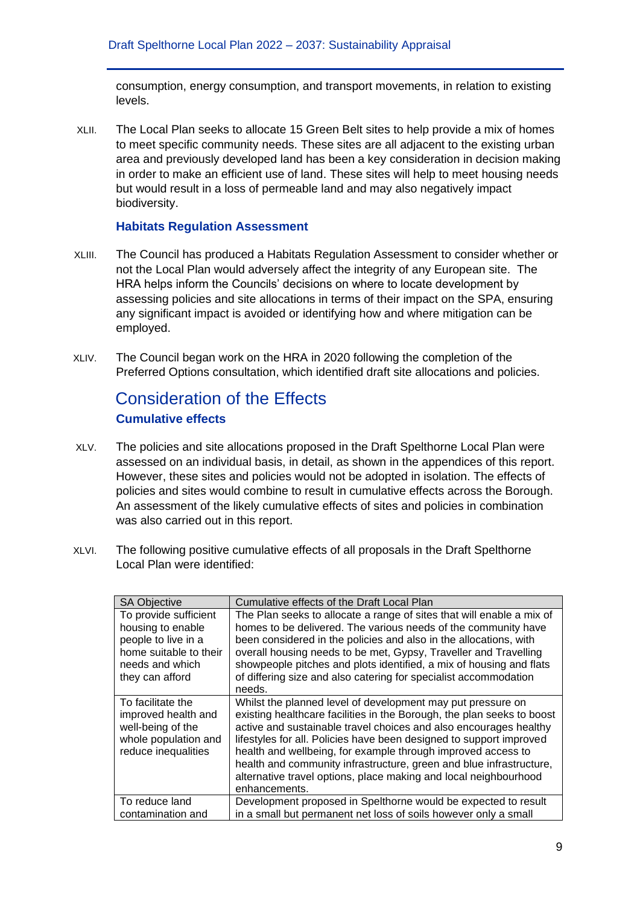consumption, energy consumption, and transport movements, in relation to existing levels.

XLII. The Local Plan seeks to allocate 15 Green Belt sites to help provide a mix of homes to meet specific community needs. These sites are all adjacent to the existing urban area and previously developed land has been a key consideration in decision making in order to make an efficient use of land. These sites will help to meet housing needs but would result in a loss of permeable land and may also negatively impact biodiversity.

### Habitats Regulation Assessment

XLIII. The Council has produced a Habitats Regulation Assessment to consider whether or not the Local Plan would adversely affect the integrity of any European site. The HRA helps inform the Councils' decisions on where to locate development by assessing policies and site allocations in terms of their impact on the SPA, ensuring any significant impact is avoided or identifying how and where mitigation can be employed.

XLIV. The Council began work on the HRA in 2020 following the completion of the Preferred Options consultation, which identified draft site allocations and policies.

## Consideration of the Effects

### Cumulative effects

XLV. The policies and site allocations proposed in the Draft Spelthorne Local Plan were assessed on an individual basis, in detail, as shown in the appendices of this report. However, these sites and policies would not be adopted in isolation. The effects of policies and sites would combine to result in cumulative effects across the Borough. An assessment of the likely cumulative effects of sites and policies in combination was also carried out in this report.

XLVI. The following positive cumulative effects of all proposals in the Draft Spelthorne Local Plan were identified:

| SA Objective | Cumulative effects of the Draft Local Plan |
|---|---|
| To provide sufficient housing to enable people to live in a home suitable to their needs and which they can afford | The Plan seeks to allocate a range of sites that will enable a mix of homes to be delivered. The various needs of the community have been considered in the policies and also in the allocations, with overall housing needs to be met, Gypsy, Traveller and Travelling showpeople pitches and plots identified, a mix of housing and flats of differing size and also catering for specialist accommodation needs. |
| To facilitate the improved health and well-being of the whole population and reduce inequalities | Whilst the planned level of development may put pressure on existing healthcare facilities in the Borough, the plan seeks to boost active and sustainable travel choices and also encourages healthy lifestyles for all. Policies have been designed to support improved health and wellbeing, for example through improved access to health and community infrastructure, green and blue infrastructure, alternative travel options, place making and local neighbourhood enhancements. |
| To reduce land contamination and | Development proposed in Spelthorne would be expected to result in a small but permanent net loss of soils however only a small |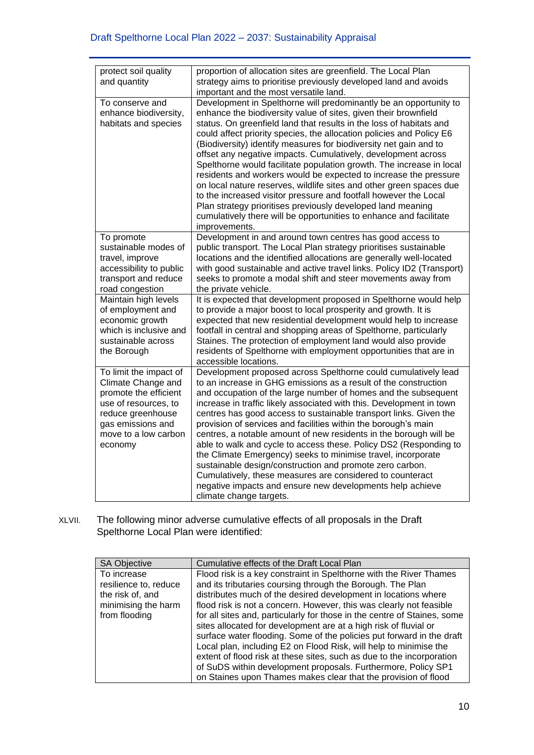| | |
|---|---|
| protect soil quality and quantity | proportion of allocation sites are greenfield. The Local Plan strategy aims to prioritise previously developed land and avoids important and the most versatile land. |
| To conserve and enhance biodiversity, habitats and species | Development in Spelthorne will predominantly be an opportunity to enhance the biodiversity value of sites, given their brownfield status. On greenfield land that results in the loss of habitats and could affect priority species, the allocation policies and Policy E6 (Biodiversity) identify measures for biodiversity net gain and to offset any negative impacts. Cumulatively, development across Spelthorne would facilitate population growth. The increase in local residents and workers would be expected to increase the pressure on local nature reserves, wildlife sites and other green spaces due to the increased visitor pressure and footfall however the Local Plan strategy prioritises previously developed land meaning cumulatively there will be opportunities to enhance and facilitate improvements. |
| To promote sustainable modes of travel, improve accessibility to public transport and reduce road congestion | Development in and around town centres has good access to public transport. The Local Plan strategy prioritises sustainable locations and the identified allocations are generally well-located with good sustainable and active travel links. Policy ID2 (Transport) seeks to promote a modal shift and steer movements away from the private vehicle. |
| Maintain high levels of employment and economic growth which is inclusive and sustainable across the Borough | It is expected that development proposed in Spelthorne would help to provide a major boost to local prosperity and growth. It is expected that new residential development would help to increase footfall in central and shopping areas of Spelthorne, particularly Staines. The protection of employment land would also provide residents of Spelthorne with employment opportunities that are in accessible locations. |
| To limit the impact of Climate Change and promote the efficient use of resources, to reduce greenhouse gas emissions and move to a low carbon economy | Development proposed across Spelthorne could cumulatively lead to an increase in GHG emissions as a result of the construction and occupation of the large number of homes and the subsequent increase in traffic likely associated with this. Development in town centres has good access to sustainable transport links. Given the provision of services and facilities within the borough's main centres, a notable amount of new residents in the borough will be able to walk and cycle to access these. Policy DS2 (Responding to the Climate Emergency) seeks to minimise travel, incorporate sustainable design/construction and promote zero carbon. Cumulatively, these measures are considered to counteract negative impacts and ensure new developments help achieve climate change targets. |

XLVII. The following minor adverse cumulative effects of all proposals in the Draft Spelthorne Local Plan were identified:

| SA Objective | Cumulative effects of the Draft Local Plan |
|---|---|
| To increase resilience to, reduce the risk of, and minimising the harm from flooding | Flood risk is a key constraint in Spelthorne with the River Thames and its tributaries coursing through the Borough. The Plan distributes much of the desired development in locations where flood risk is not a concern. However, this was clearly not feasible for all sites and, particularly for those in the centre of Staines, some sites allocated for development are at a high risk of fluvial or surface water flooding. Some of the policies put forward in the draft Local plan, including E2 on Flood Risk, will help to minimise the extent of flood risk at these sites, such as due to the incorporation of SuDS within development proposals. Furthermore, Policy SP1 on Staines upon Thames makes clear that the provision of flood |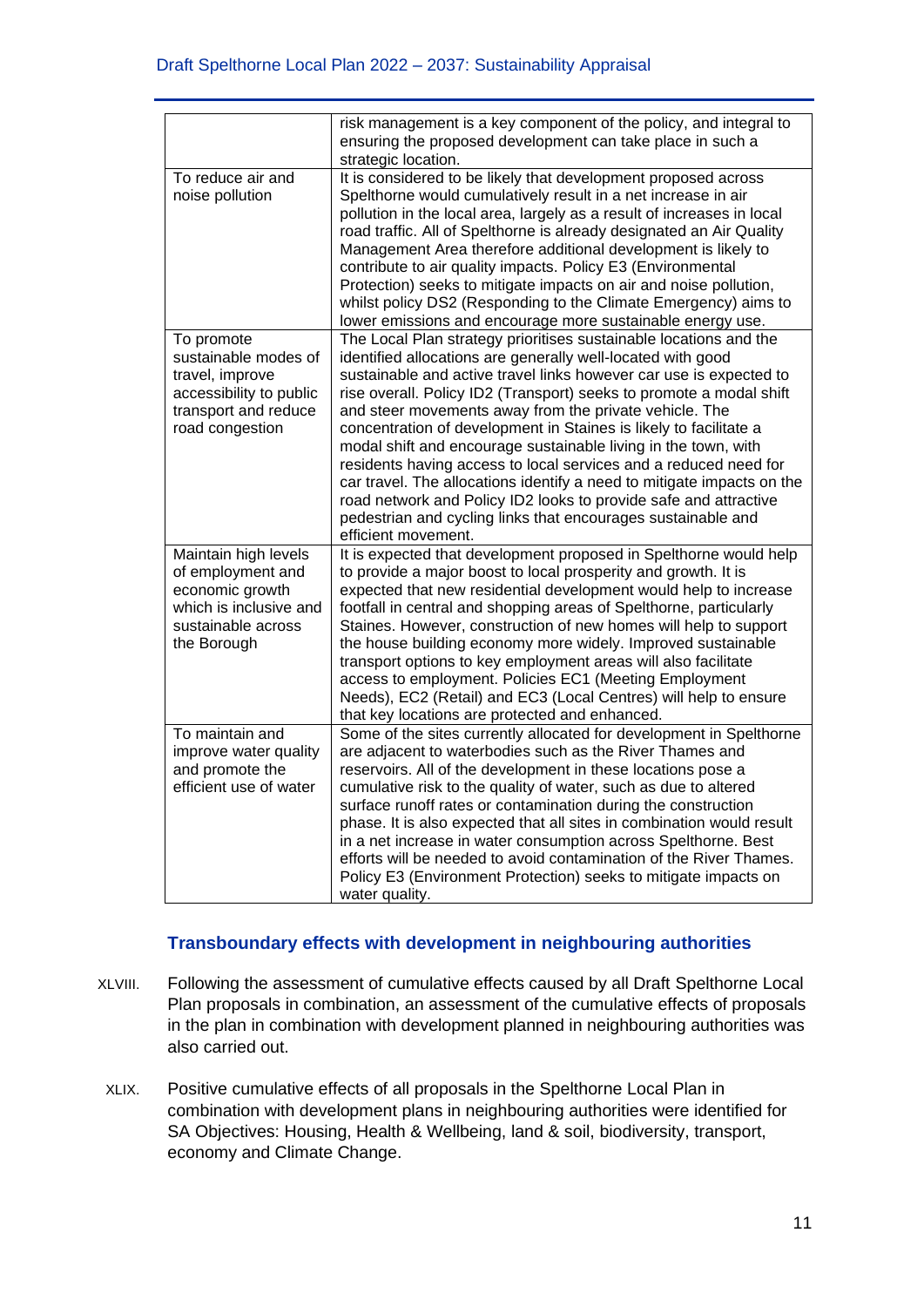| | |
|---|---|
| | risk management is a key component of the policy, and integral to ensuring the proposed development can take place in such a strategic location. |
| To reduce air and noise pollution | It is considered to be likely that development proposed across Spelthorne would cumulatively result in a net increase in air pollution in the local area, largely as a result of increases in local road traffic. All of Spelthorne is already designated an Air Quality Management Area therefore additional development is likely to contribute to air quality impacts. Policy E3 (Environmental Protection) seeks to mitigate impacts on air and noise pollution, whilst policy DS2 (Responding to the Climate Emergency) aims to lower emissions and encourage more sustainable energy use. |
| To promote sustainable modes of travel, improve accessibility to public transport and reduce road congestion | The Local Plan strategy prioritises sustainable locations and the identified allocations are generally well-located with good sustainable and active travel links however car use is expected to rise overall. Policy ID2 (Transport) seeks to promote a modal shift and steer movements away from the private vehicle. The concentration of development in Staines is likely to facilitate a modal shift and encourage sustainable living in the town, with residents having access to local services and a reduced need for car travel. The allocations identify a need to mitigate impacts on the road network and Policy ID2 looks to provide safe and attractive pedestrian and cycling links that encourages sustainable and efficient movement. |
| Maintain high levels of employment and economic growth which is inclusive and sustainable across the Borough | It is expected that development proposed in Spelthorne would help to provide a major boost to local prosperity and growth. It is expected that new residential development would help to increase footfall in central and shopping areas of Spelthorne, particularly Staines. However, construction of new homes will help to support the house building economy more widely. Improved sustainable transport options to key employment areas will also facilitate access to employment. Policies EC1 (Meeting Employment Needs), EC2 (Retail) and EC3 (Local Centres) will help to ensure that key locations are protected and enhanced. |
| To maintain and improve water quality and promote the efficient use of water | Some of the sites currently allocated for development in Spelthorne are adjacent to waterbodies such as the River Thames and reservoirs. All of the development in these locations pose a cumulative risk to the quality of water, such as due to altered surface runoff rates or contamination during the construction phase. It is also expected that all sites in combination would result in a net increase in water consumption across Spelthorne. Best efforts will be needed to avoid contamination of the River Thames. Policy E3 (Environment Protection) seeks to mitigate impacts on water quality. |

### Transboundary effects with development in neighbouring authorities

XLVIII. Following the assessment of cumulative effects caused by all Draft Spelthorne Local Plan proposals in combination, an assessment of the cumulative effects of proposals in the plan in combination with development planned in neighbouring authorities was also carried out.

XLIX. Positive cumulative effects of all proposals in the Spelthorne Local Plan in combination with development plans in neighbouring authorities were identified for SA Objectives: Housing, Health & Wellbeing, land & soil, biodiversity, transport, economy and Climate Change.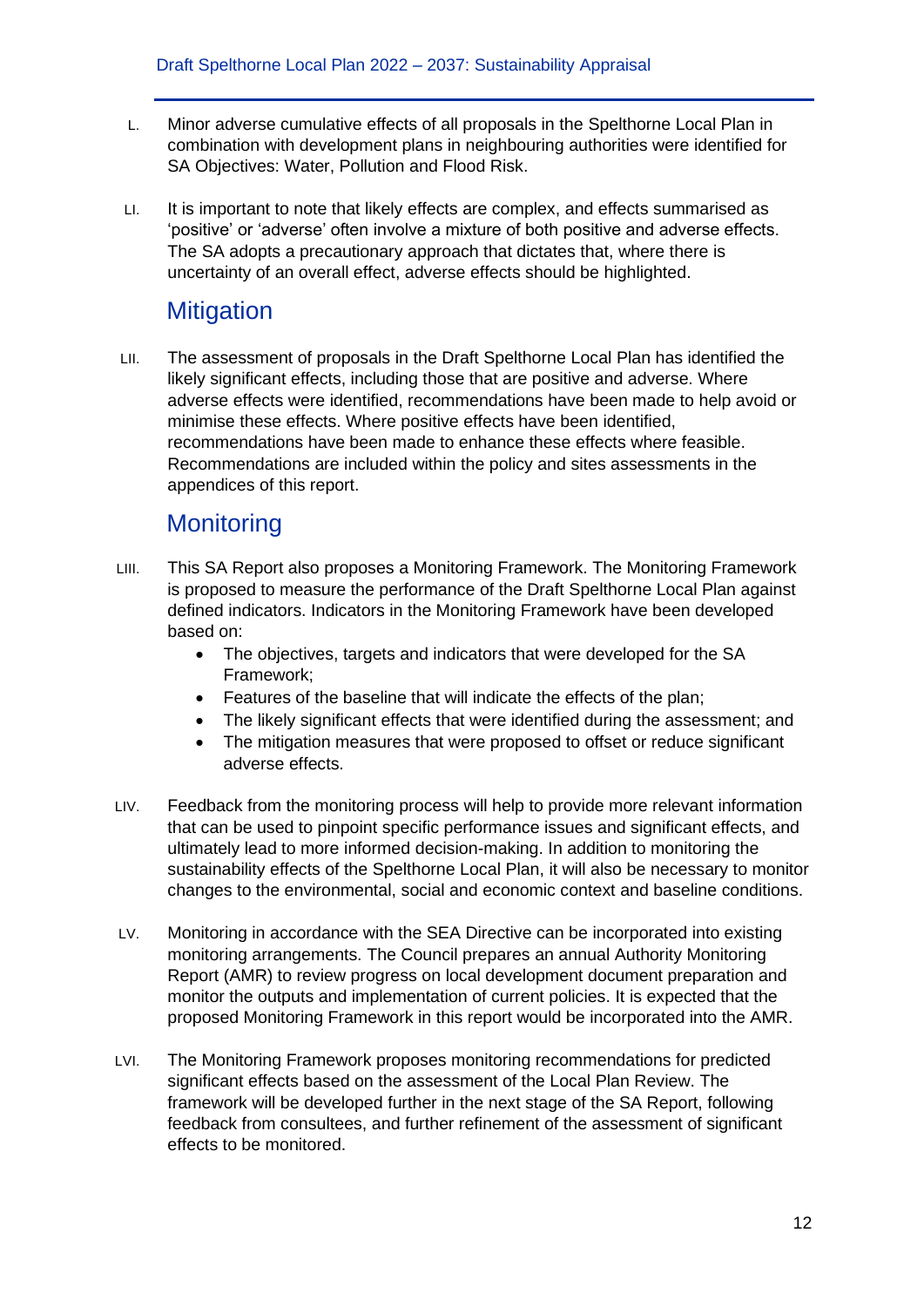L. Minor adverse cumulative effects of all proposals in the Spelthorne Local Plan in combination with development plans in neighbouring authorities were identified for SA Objectives: Water, Pollution and Flood Risk.

LI. It is important to note that likely effects are complex, and effects summarised as 'positive' or 'adverse' often involve a mixture of both positive and adverse effects. The SA adopts a precautionary approach that dictates that, where there is uncertainty of an overall effect, adverse effects should be highlighted.

## Mitigation

LII. The assessment of proposals in the Draft Spelthorne Local Plan has identified the likely significant effects, including those that are positive and adverse. Where adverse effects were identified, recommendations have been made to help avoid or minimise these effects. Where positive effects have been identified, recommendations have been made to enhance these effects where feasible. Recommendations are included within the policy and sites assessments in the appendices of this report.

## Monitoring

LIII. This SA Report also proposes a Monitoring Framework. The Monitoring Framework is proposed to measure the performance of the Draft Spelthorne Local Plan against defined indicators. Indicators in the Monitoring Framework have been developed based on:

- The objectives, targets and indicators that were developed for the SA Framework;
- Features of the baseline that will indicate the effects of the plan;
- The likely significant effects that were identified during the assessment; and
- The mitigation measures that were proposed to offset or reduce significant adverse effects.

LIV. Feedback from the monitoring process will help to provide more relevant information that can be used to pinpoint specific performance issues and significant effects, and ultimately lead to more informed decision-making. In addition to monitoring the sustainability effects of the Spelthorne Local Plan, it will also be necessary to monitor changes to the environmental, social and economic context and baseline conditions.

LV. Monitoring in accordance with the SEA Directive can be incorporated into existing monitoring arrangements. The Council prepares an annual Authority Monitoring Report (AMR) to review progress on local development document preparation and monitor the outputs and implementation of current policies. It is expected that the proposed Monitoring Framework in this report would be incorporated into the AMR.

LVI. The Monitoring Framework proposes monitoring recommendations for predicted significant effects based on the assessment of the Local Plan Review. The framework will be developed further in the next stage of the SA Report, following feedback from consultees, and further refinement of the assessment of significant effects to be monitored.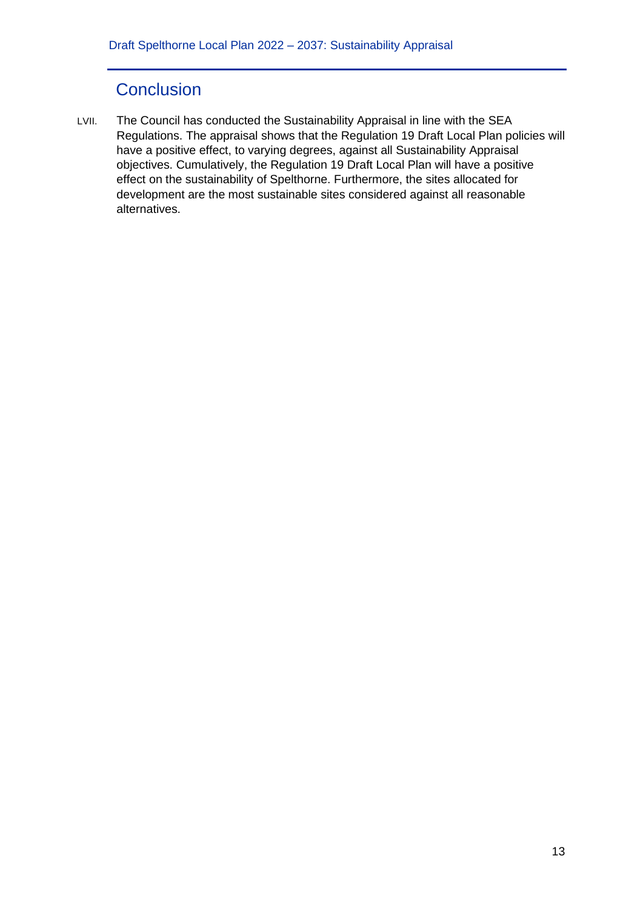## Conclusion

LVII. The Council has conducted the Sustainability Appraisal in line with the SEA Regulations. The appraisal shows that the Regulation 19 Draft Local Plan policies will have a positive effect, to varying degrees, against all Sustainability Appraisal objectives. Cumulatively, the Regulation 19 Draft Local Plan will have a positive effect on the sustainability of Spelthorne. Furthermore, the sites allocated for development are the most sustainable sites considered against all reasonable alternatives.